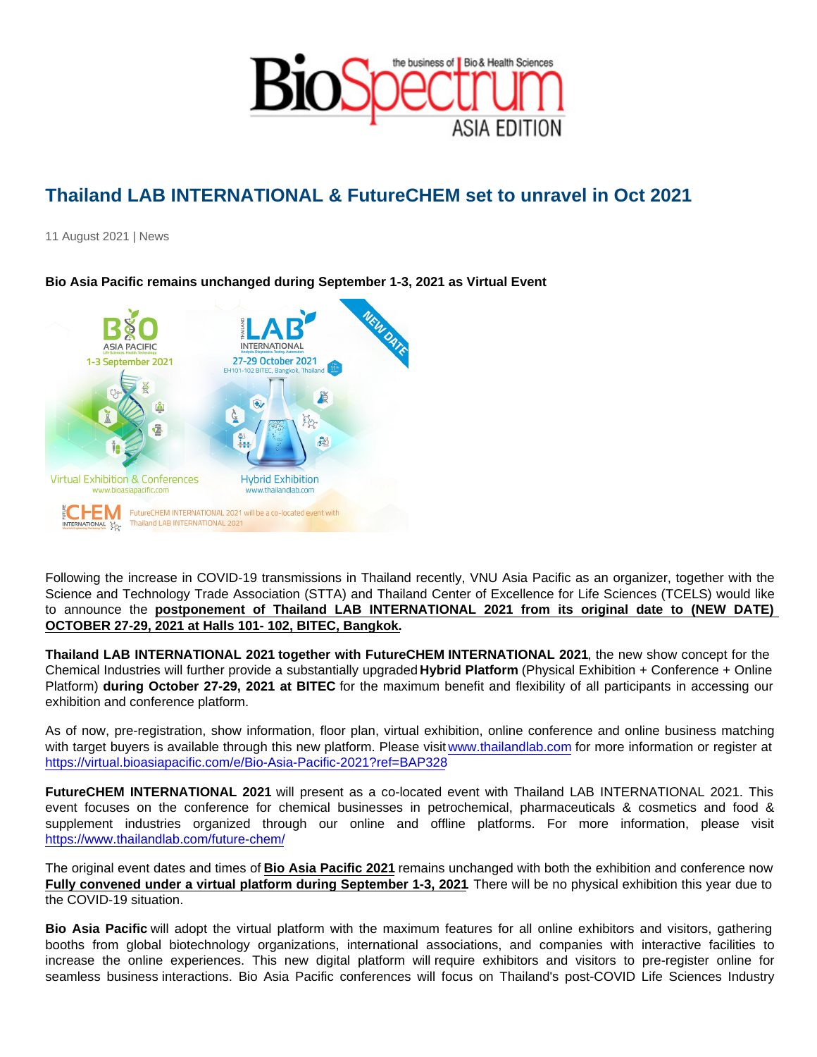# Thailand LAB INTERNATIONAL & FutureCHEM set to unravel in Oct 2021

11 August 2021 | News

**Bio Asia Pacific remains unchanged during September 1-3, 2021 as Virtual Event**

Following the increase in COVID-19 transmissions in Thailand recently, VNU Asia Pacific as an organizer, together with the Science and Technology Trade Association (STTA) and Thailand Center of Excellence for Life Sciences (TCELS) would like to announce the **postponement of Thailand LAB INTERNATIONAL 2021 from its original date to (NEW DATE) OCTOBER 27-29, 2021 at Halls 101- 102, BITEC, Bangkok.**

**Thailand LAB INTERNATIONAL 2021 together with FutureCHEM INTERNATIONAL 2021**, the new show concept for the Chemical Industries will further provide a substantially upgraded **Hybrid Platform** (Physical Exhibition + Conference + Online Platform) **during October 27-29, 2021 at BITEC** for the maximum benefit and flexibility of all participants in accessing our exhibition and conference platform.

As of now, pre-registration, show information, floor plan, virtual exhibition, online conference and online business matching with target buyers is available through this new platform. Please visit www.thailandlab.com for more information or register at https://virtual.bioasiapacific.com/e/Bio-Asia-Pacific-2021?ref=BAP328

**FutureCHEM INTERNATIONAL 2021** will present as a co-located event with Thailand LAB INTERNATIONAL 2021. This event focuses on the conference for chemical businesses in petrochemical, pharmaceuticals & cosmetics and food & supplement industries organized through our online and offline platforms. For more information, please visit https://www.thailandlab.com/future-chem/

The original event dates and times of **Bio Asia Pacific 2021** remains unchanged with both the exhibition and conference now **Fully convened under a virtual platform during September 1-3, 2021** There will be no physical exhibition this year due to the COVID-19 situation.

**Bio Asia Pacific** will adopt the virtual platform with the maximum features for all online exhibitors and visitors, gathering booths from global biotechnology organizations, international associations, and companies with interactive facilities to increase the online experiences. This new digital platform will require exhibitors and visitors to pre-register online for seamless business interactions. Bio Asia Pacific conferences will focus on Thailand's post-COVID Life Sciences Industry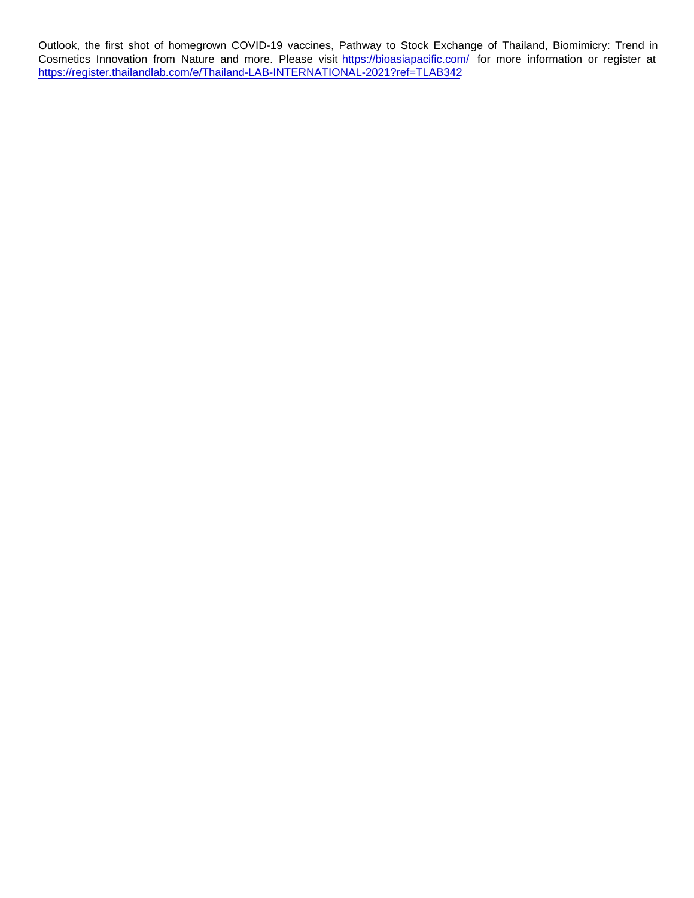Outlook, the first shot of homegrown COVID-19 vaccines, Pathway to Stock Exchange of Thailand, Biomimicry: Trend in Cosmetics Innovation from Nature and more. Please visit https://bioasiapacific.com/ for more information or register at https://register.thailandlab.com/e/Thailand-LAB-INTERNATIONAL-2021?ref=TLAB342